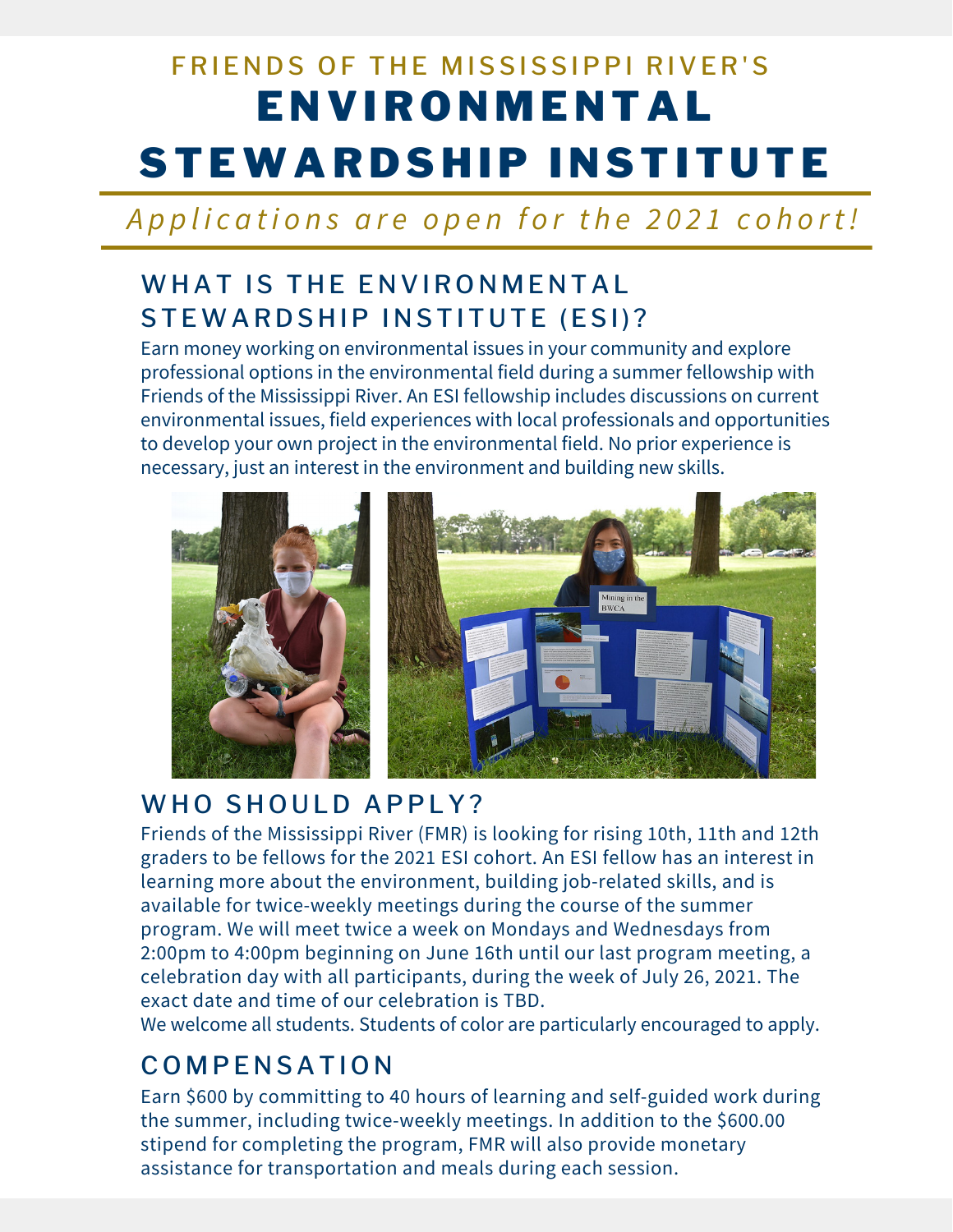FRIENDS OF THE MISSISSIPPI RIVER'S

# ENVIRONMENTAL STEWARDSHIP INSTITUTE

*Applications are open for the 2021 cohort!*

## WHAT IS THE ENVIRONMENTAL STEWARDSHIP INSTITUTE (ESI)?

Earn money working on environmental issues in your community and explore professional options in the environmental field during a summer fellowship with Friends of the Mississippi River. An ESI fellowship includes discussions on current environmental issues, field experiences with local professionals and opportunities to develop your own project in the environmental field. No prior experience is necessary, just an interest in the environment and building new skills.

## WHO SHOULD APPLY?

Friends of the Mississippi River (FMR) is looking for rising 10th, 11th and 12th graders to be fellows for the 2021 ESI cohort. An ESI fellow has an interest in learning more about the environment, building job-related skills, and is available for twice-weekly meetings during the course of the summer program. We will meet twice a week on Mondays and Wednesdays from 2:00pm to 4:00pm beginning on June 16th until our last program meeting, a celebration day with all participants, during the week of July 26, 2021. The exact date and time of our celebration is TBD.

We welcome all students. Students of color are particularly encouraged to apply.

## COMPENSATION

Earn $600 by committing to 40 hours of learning and self-guided work during the summer, including twice-weekly meetings. In addition to the $600.00 stipend for completing the program, FMR will also provide monetary assistance for transportation and meals during each session.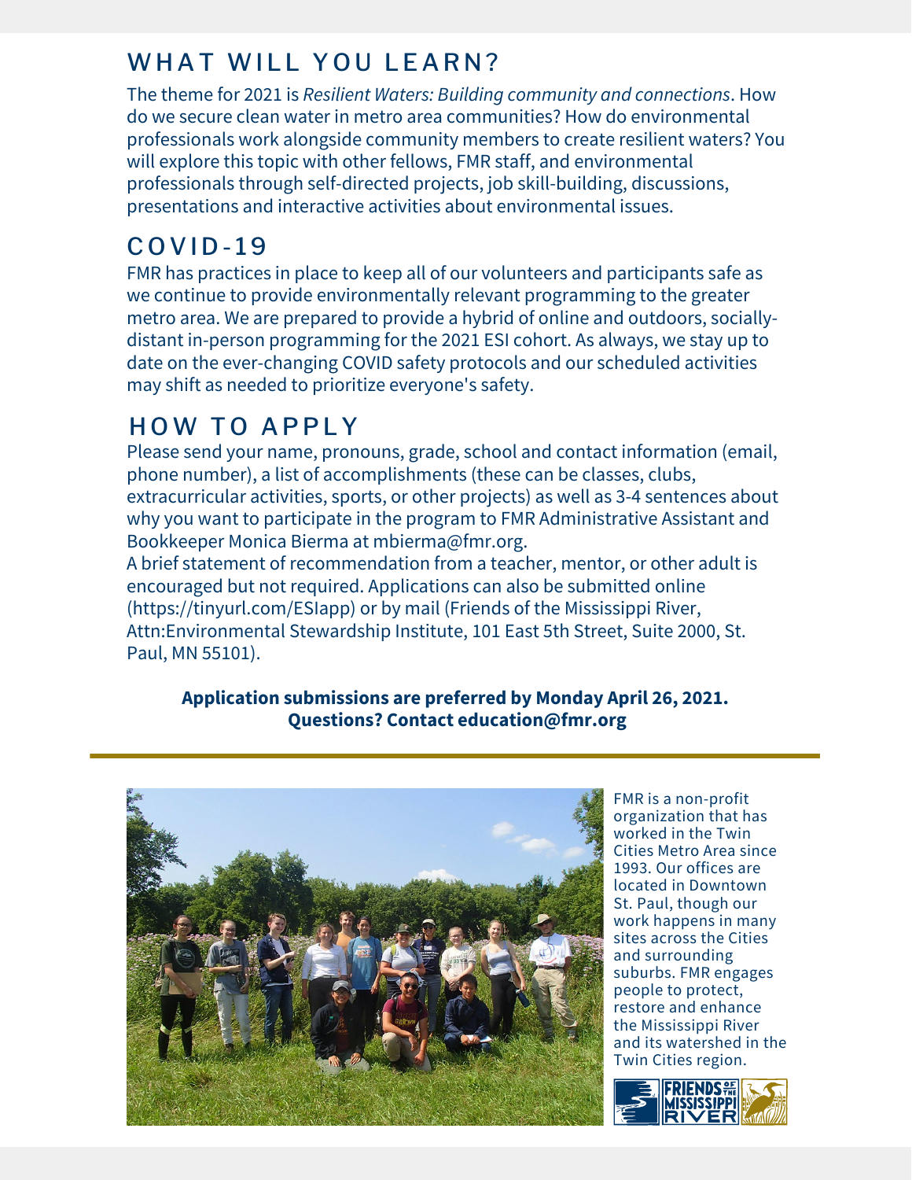## WHAT WILL YOU LEARN?

The theme for 2021 is *Resilient Waters: Building community and connections*. How do we secure clean water in metro area communities? How do environmental professionals work alongside community members to create resilient waters? You will explore this topic with other fellows, FMR staff, and environmental professionals through self-directed projects, job skill-building, discussions, presentations and interactive activities about environmental issues.

## COVID-19

FMR has practices in place to keep all of our volunteers and participants safe as we continue to provide environmentally relevant programming to the greater metro area. We are prepared to provide a hybrid of online and outdoors, socially-distant in-person programming for the 2021 ESI cohort. As always, we stay up to date on the ever-changing COVID safety protocols and our scheduled activities may shift as needed to prioritize everyone's safety.

## HOW TO APPLY

Please send your name, pronouns, grade, school and contact information (email, phone number), a list of accomplishments (these can be classes, clubs, extracurricular activities, sports, or other projects) as well as 3-4 sentences about why you want to participate in the program to FMR Administrative Assistant and Bookkeeper Monica Bierma at mbierma@fmr.org.

A brief statement of recommendation from a teacher, mentor, or other adult is encouraged but not required. Applications can also be submitted online (https://tinyurl.com/ESIapp) or by mail (Friends of the Mississippi River, Attn:Environmental Stewardship Institute, 101 East 5th Street, Suite 2000, St. Paul, MN 55101).

**Application submissions are preferred by Monday April 26, 2021.**
**Questions? Contact education@fmr.org**

---

FMR is a non-profit organization that has worked in the Twin Cities Metro Area since 1993. Our offices are located in Downtown St. Paul, though our work happens in many sites across the Cities and surrounding suburbs. FMR engages people to protect, restore and enhance the Mississippi River and its watershed in the Twin Cities region.

FRIENDS OF THE MISSISSIPPI RIVER